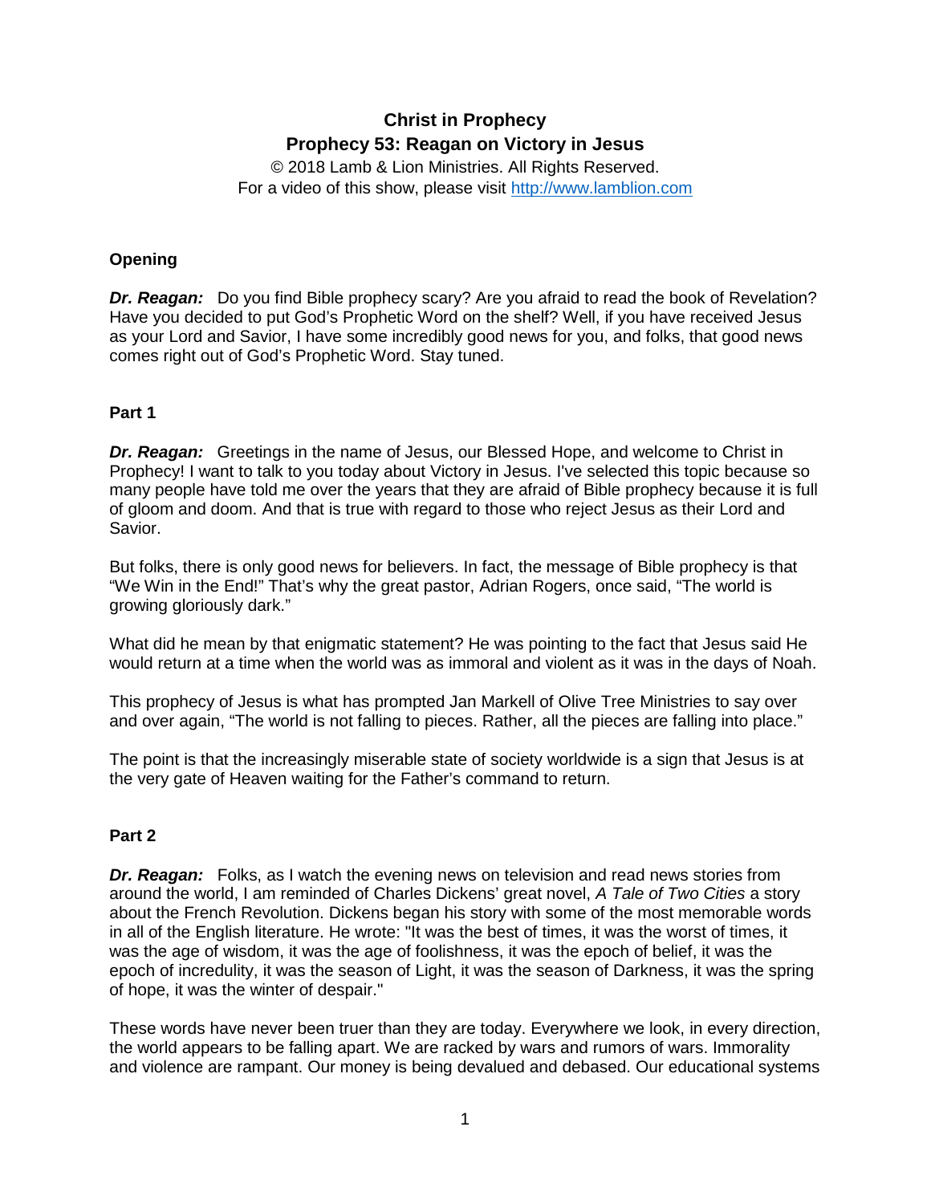# Christ in Prophecy
## Prophecy 53: Reagan on Victory in Jesus

© 2018 Lamb & Lion Ministries. All Rights Reserved.
For a video of this show, please visit http://www.lamblion.com

### Opening

***Dr. Reagan:*** Do you find Bible prophecy scary? Are you afraid to read the book of Revelation? Have you decided to put God's Prophetic Word on the shelf? Well, if you have received Jesus as your Lord and Savior, I have some incredibly good news for you, and folks, that good news comes right out of God's Prophetic Word. Stay tuned.

### Part 1

***Dr. Reagan:*** Greetings in the name of Jesus, our Blessed Hope, and welcome to Christ in Prophecy! I want to talk to you today about Victory in Jesus. I've selected this topic because so many people have told me over the years that they are afraid of Bible prophecy because it is full of gloom and doom. And that is true with regard to those who reject Jesus as their Lord and Savior.

But folks, there is only good news for believers. In fact, the message of Bible prophecy is that "We Win in the End!" That's why the great pastor, Adrian Rogers, once said, "The world is growing gloriously dark."

What did he mean by that enigmatic statement? He was pointing to the fact that Jesus said He would return at a time when the world was as immoral and violent as it was in the days of Noah.

This prophecy of Jesus is what has prompted Jan Markell of Olive Tree Ministries to say over and over again, "The world is not falling to pieces. Rather, all the pieces are falling into place."

The point is that the increasingly miserable state of society worldwide is a sign that Jesus is at the very gate of Heaven waiting for the Father's command to return.

### Part 2

***Dr. Reagan:*** Folks, as I watch the evening news on television and read news stories from around the world, I am reminded of Charles Dickens' great novel, *A Tale of Two Cities* a story about the French Revolution. Dickens began his story with some of the most memorable words in all of the English literature. He wrote: "It was the best of times, it was the worst of times, it was the age of wisdom, it was the age of foolishness, it was the epoch of belief, it was the epoch of incredulity, it was the season of Light, it was the season of Darkness, it was the spring of hope, it was the winter of despair."

These words have never been truer than they are today. Everywhere we look, in every direction, the world appears to be falling apart. We are racked by wars and rumors of wars. Immorality and violence are rampant. Our money is being devalued and debased. Our educational systems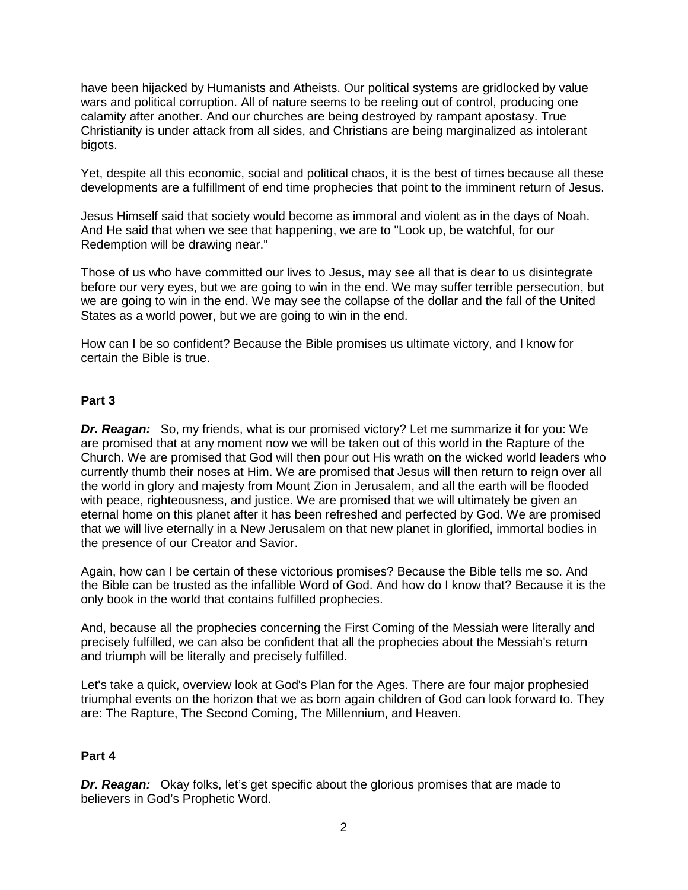have been hijacked by Humanists and Atheists. Our political systems are gridlocked by value wars and political corruption. All of nature seems to be reeling out of control, producing one calamity after another. And our churches are being destroyed by rampant apostasy. True Christianity is under attack from all sides, and Christians are being marginalized as intolerant bigots.

Yet, despite all this economic, social and political chaos, it is the best of times because all these developments are a fulfillment of end time prophecies that point to the imminent return of Jesus.

Jesus Himself said that society would become as immoral and violent as in the days of Noah. And He said that when we see that happening, we are to "Look up, be watchful, for our Redemption will be drawing near."

Those of us who have committed our lives to Jesus, may see all that is dear to us disintegrate before our very eyes, but we are going to win in the end. We may suffer terrible persecution, but we are going to win in the end. We may see the collapse of the dollar and the fall of the United States as a world power, but we are going to win in the end.

How can I be so confident? Because the Bible promises us ultimate victory, and I know for certain the Bible is true.

**Part 3**

***Dr. Reagan:*** So, my friends, what is our promised victory? Let me summarize it for you: We are promised that at any moment now we will be taken out of this world in the Rapture of the Church. We are promised that God will then pour out His wrath on the wicked world leaders who currently thumb their noses at Him. We are promised that Jesus will then return to reign over all the world in glory and majesty from Mount Zion in Jerusalem, and all the earth will be flooded with peace, righteousness, and justice. We are promised that we will ultimately be given an eternal home on this planet after it has been refreshed and perfected by God. We are promised that we will live eternally in a New Jerusalem on that new planet in glorified, immortal bodies in the presence of our Creator and Savior.

Again, how can I be certain of these victorious promises? Because the Bible tells me so. And the Bible can be trusted as the infallible Word of God. And how do I know that? Because it is the only book in the world that contains fulfilled prophecies.

And, because all the prophecies concerning the First Coming of the Messiah were literally and precisely fulfilled, we can also be confident that all the prophecies about the Messiah's return and triumph will be literally and precisely fulfilled.

Let's take a quick, overview look at God's Plan for the Ages. There are four major prophesied triumphal events on the horizon that we as born again children of God can look forward to. They are: The Rapture, The Second Coming, The Millennium, and Heaven.

**Part 4**

***Dr. Reagan:*** Okay folks, let's get specific about the glorious promises that are made to believers in God's Prophetic Word.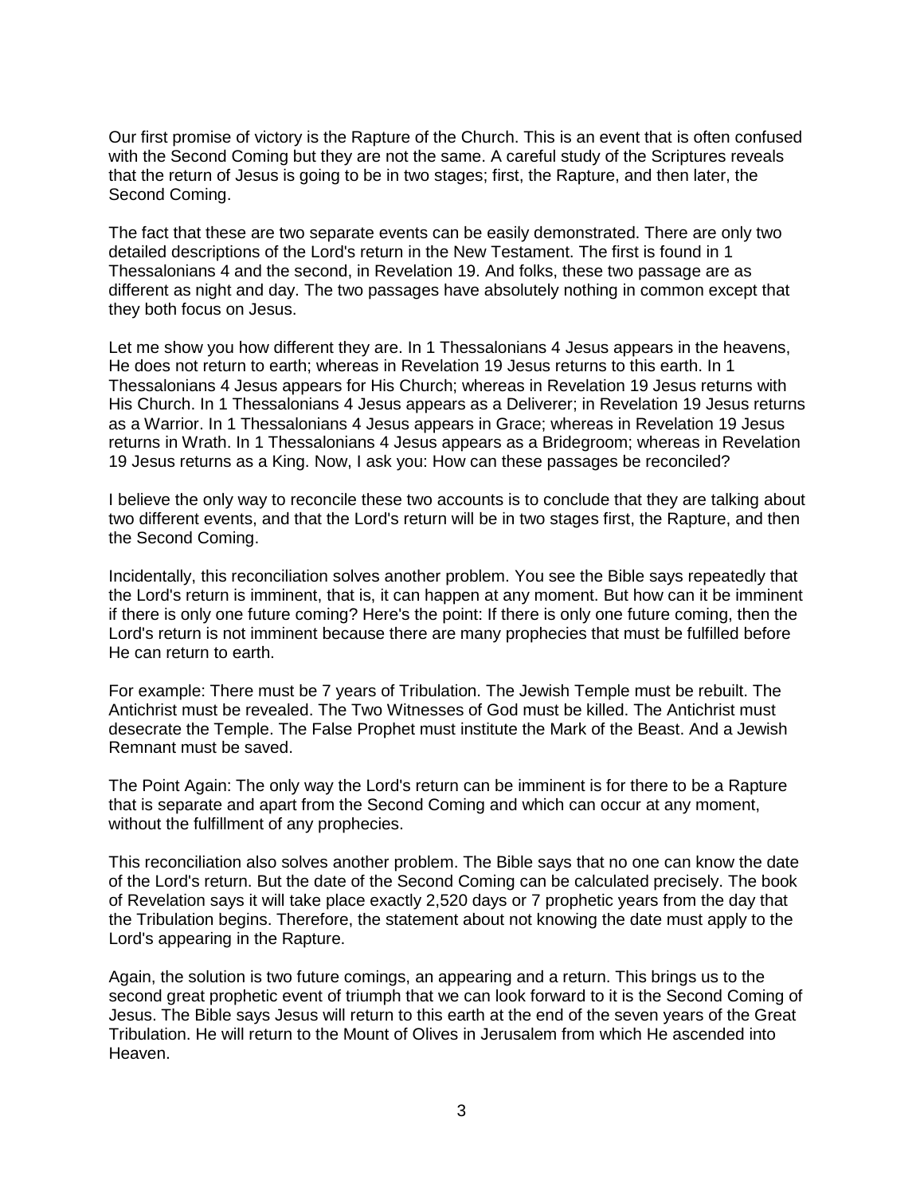Our first promise of victory is the Rapture of the Church. This is an event that is often confused with the Second Coming but they are not the same. A careful study of the Scriptures reveals that the return of Jesus is going to be in two stages; first, the Rapture, and then later, the Second Coming.

The fact that these are two separate events can be easily demonstrated. There are only two detailed descriptions of the Lord's return in the New Testament. The first is found in 1 Thessalonians 4 and the second, in Revelation 19. And folks, these two passage are as different as night and day. The two passages have absolutely nothing in common except that they both focus on Jesus.

Let me show you how different they are. In 1 Thessalonians 4 Jesus appears in the heavens, He does not return to earth; whereas in Revelation 19 Jesus returns to this earth. In 1 Thessalonians 4 Jesus appears for His Church; whereas in Revelation 19 Jesus returns with His Church. In 1 Thessalonians 4 Jesus appears as a Deliverer; in Revelation 19 Jesus returns as a Warrior. In 1 Thessalonians 4 Jesus appears in Grace; whereas in Revelation 19 Jesus returns in Wrath. In 1 Thessalonians 4 Jesus appears as a Bridegroom; whereas in Revelation 19 Jesus returns as a King. Now, I ask you: How can these passages be reconciled?

I believe the only way to reconcile these two accounts is to conclude that they are talking about two different events, and that the Lord's return will be in two stages first, the Rapture, and then the Second Coming.

Incidentally, this reconciliation solves another problem. You see the Bible says repeatedly that the Lord's return is imminent, that is, it can happen at any moment. But how can it be imminent if there is only one future coming? Here's the point: If there is only one future coming, then the Lord's return is not imminent because there are many prophecies that must be fulfilled before He can return to earth.

For example: There must be 7 years of Tribulation. The Jewish Temple must be rebuilt. The Antichrist must be revealed. The Two Witnesses of God must be killed. The Antichrist must desecrate the Temple. The False Prophet must institute the Mark of the Beast. And a Jewish Remnant must be saved.

The Point Again: The only way the Lord's return can be imminent is for there to be a Rapture that is separate and apart from the Second Coming and which can occur at any moment, without the fulfillment of any prophecies.

This reconciliation also solves another problem. The Bible says that no one can know the date of the Lord's return. But the date of the Second Coming can be calculated precisely. The book of Revelation says it will take place exactly 2,520 days or 7 prophetic years from the day that the Tribulation begins. Therefore, the statement about not knowing the date must apply to the Lord's appearing in the Rapture.

Again, the solution is two future comings, an appearing and a return. This brings us to the second great prophetic event of triumph that we can look forward to it is the Second Coming of Jesus. The Bible says Jesus will return to this earth at the end of the seven years of the Great Tribulation. He will return to the Mount of Olives in Jerusalem from which He ascended into Heaven.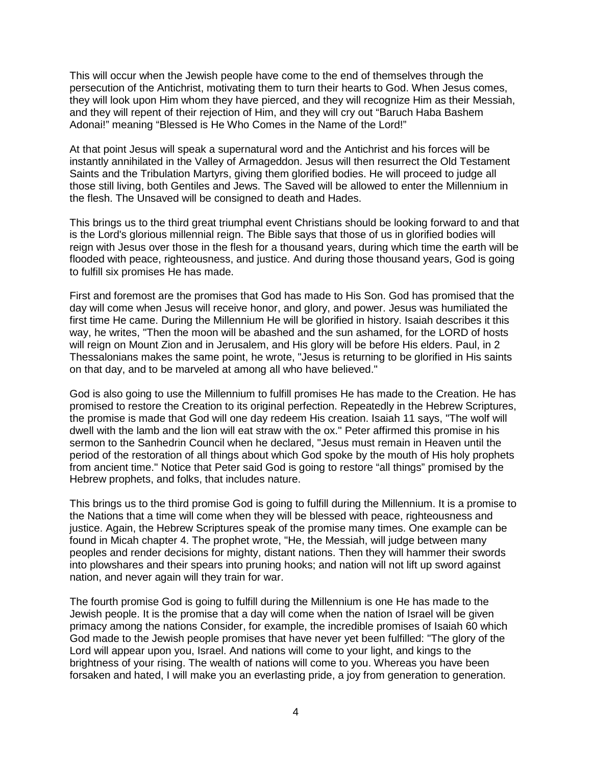This will occur when the Jewish people have come to the end of themselves through the persecution of the Antichrist, motivating them to turn their hearts to God. When Jesus comes, they will look upon Him whom they have pierced, and they will recognize Him as their Messiah, and they will repent of their rejection of Him, and they will cry out "Baruch Haba Bashem Adonai!" meaning "Blessed is He Who Comes in the Name of the Lord!"

At that point Jesus will speak a supernatural word and the Antichrist and his forces will be instantly annihilated in the Valley of Armageddon. Jesus will then resurrect the Old Testament Saints and the Tribulation Martyrs, giving them glorified bodies. He will proceed to judge all those still living, both Gentiles and Jews. The Saved will be allowed to enter the Millennium in the flesh. The Unsaved will be consigned to death and Hades.

This brings us to the third great triumphal event Christians should be looking forward to and that is the Lord's glorious millennial reign. The Bible says that those of us in glorified bodies will reign with Jesus over those in the flesh for a thousand years, during which time the earth will be flooded with peace, righteousness, and justice. And during those thousand years, God is going to fulfill six promises He has made.

First and foremost are the promises that God has made to His Son. God has promised that the day will come when Jesus will receive honor, and glory, and power. Jesus was humiliated the first time He came. During the Millennium He will be glorified in history. Isaiah describes it this way, he writes, "Then the moon will be abashed and the sun ashamed, for the LORD of hosts will reign on Mount Zion and in Jerusalem, and His glory will be before His elders. Paul, in 2 Thessalonians makes the same point, he wrote, "Jesus is returning to be glorified in His saints on that day, and to be marveled at among all who have believed."

God is also going to use the Millennium to fulfill promises He has made to the Creation. He has promised to restore the Creation to its original perfection. Repeatedly in the Hebrew Scriptures, the promise is made that God will one day redeem His creation. Isaiah 11 says, "The wolf will dwell with the lamb and the lion will eat straw with the ox." Peter affirmed this promise in his sermon to the Sanhedrin Council when he declared, "Jesus must remain in Heaven until the period of the restoration of all things about which God spoke by the mouth of His holy prophets from ancient time." Notice that Peter said God is going to restore "all things" promised by the Hebrew prophets, and folks, that includes nature.

This brings us to the third promise God is going to fulfill during the Millennium. It is a promise to the Nations that a time will come when they will be blessed with peace, righteousness and justice. Again, the Hebrew Scriptures speak of the promise many times. One example can be found in Micah chapter 4. The prophet wrote, "He, the Messiah, will judge between many peoples and render decisions for mighty, distant nations. Then they will hammer their swords into plowshares and their spears into pruning hooks; and nation will not lift up sword against nation, and never again will they train for war.

The fourth promise God is going to fulfill during the Millennium is one He has made to the Jewish people. It is the promise that a day will come when the nation of Israel will be given primacy among the nations Consider, for example, the incredible promises of Isaiah 60 which God made to the Jewish people promises that have never yet been fulfilled: "The glory of the Lord will appear upon you, Israel. And nations will come to your light, and kings to the brightness of your rising. The wealth of nations will come to you. Whereas you have been forsaken and hated, I will make you an everlasting pride, a joy from generation to generation.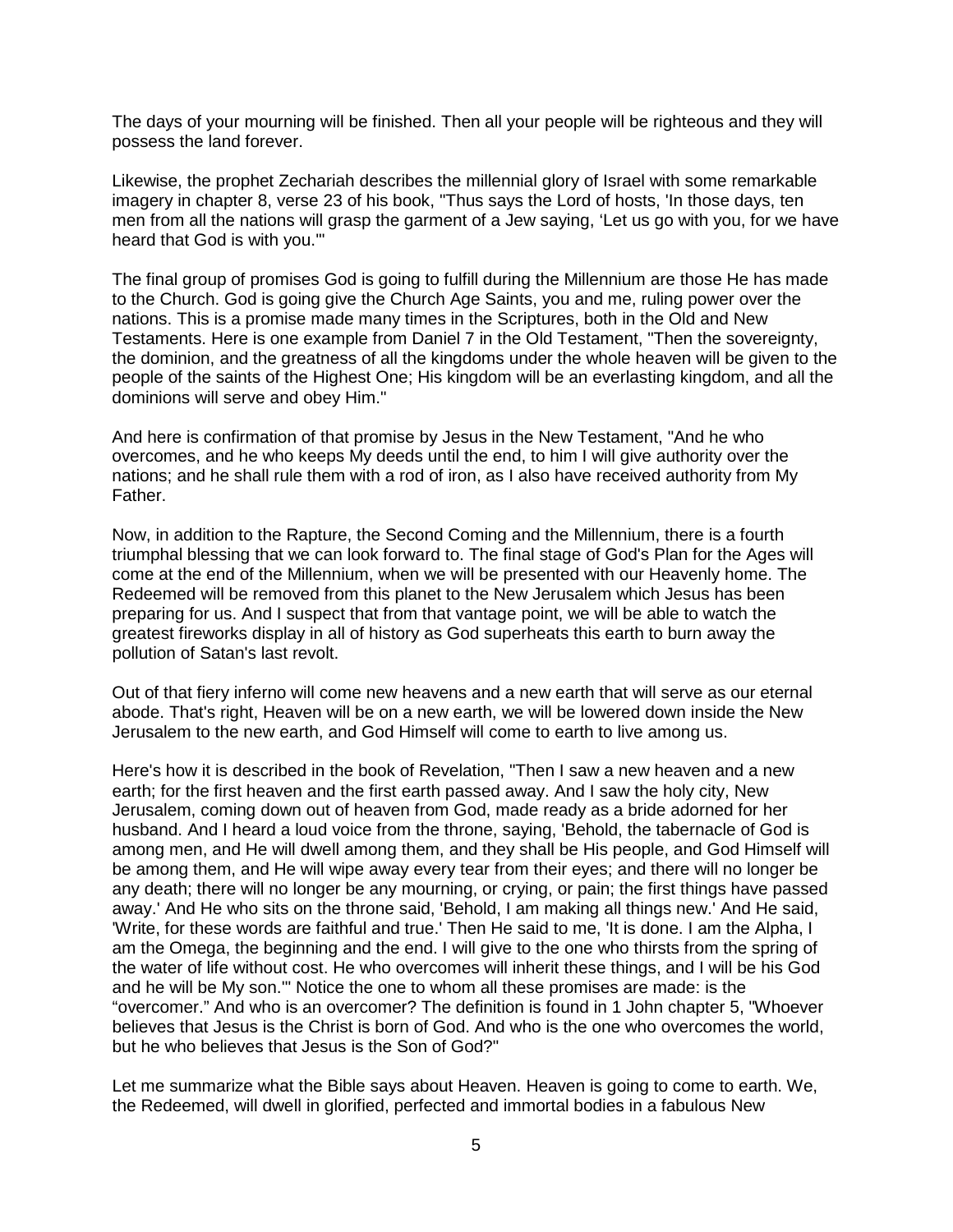The days of your mourning will be finished. Then all your people will be righteous and they will possess the land forever.

Likewise, the prophet Zechariah describes the millennial glory of Israel with some remarkable imagery in chapter 8, verse 23 of his book, "Thus says the Lord of hosts, 'In those days, ten men from all the nations will grasp the garment of a Jew saying, 'Let us go with you, for we have heard that God is with you.'"

The final group of promises God is going to fulfill during the Millennium are those He has made to the Church. God is going give the Church Age Saints, you and me, ruling power over the nations. This is a promise made many times in the Scriptures, both in the Old and New Testaments. Here is one example from Daniel 7 in the Old Testament, "Then the sovereignty, the dominion, and the greatness of all the kingdoms under the whole heaven will be given to the people of the saints of the Highest One; His kingdom will be an everlasting kingdom, and all the dominions will serve and obey Him."

And here is confirmation of that promise by Jesus in the New Testament, "And he who overcomes, and he who keeps My deeds until the end, to him I will give authority over the nations; and he shall rule them with a rod of iron, as I also have received authority from My Father.

Now, in addition to the Rapture, the Second Coming and the Millennium, there is a fourth triumphal blessing that we can look forward to. The final stage of God's Plan for the Ages will come at the end of the Millennium, when we will be presented with our Heavenly home. The Redeemed will be removed from this planet to the New Jerusalem which Jesus has been preparing for us. And I suspect that from that vantage point, we will be able to watch the greatest fireworks display in all of history as God superheats this earth to burn away the pollution of Satan's last revolt.

Out of that fiery inferno will come new heavens and a new earth that will serve as our eternal abode. That's right, Heaven will be on a new earth, we will be lowered down inside the New Jerusalem to the new earth, and God Himself will come to earth to live among us.

Here's how it is described in the book of Revelation, "Then I saw a new heaven and a new earth; for the first heaven and the first earth passed away. And I saw the holy city, New Jerusalem, coming down out of heaven from God, made ready as a bride adorned for her husband. And I heard a loud voice from the throne, saying, 'Behold, the tabernacle of God is among men, and He will dwell among them, and they shall be His people, and God Himself will be among them, and He will wipe away every tear from their eyes; and there will no longer be any death; there will no longer be any mourning, or crying, or pain; the first things have passed away.' And He who sits on the throne said, 'Behold, I am making all things new.' And He said, 'Write, for these words are faithful and true.' Then He said to me, 'It is done. I am the Alpha, I am the Omega, the beginning and the end. I will give to the one who thirsts from the spring of the water of life without cost. He who overcomes will inherit these things, and I will be his God and he will be My son.'" Notice the one to whom all these promises are made: is the "overcomer." And who is an overcomer? The definition is found in 1 John chapter 5, "Whoever believes that Jesus is the Christ is born of God. And who is the one who overcomes the world, but he who believes that Jesus is the Son of God?"

Let me summarize what the Bible says about Heaven. Heaven is going to come to earth. We, the Redeemed, will dwell in glorified, perfected and immortal bodies in a fabulous New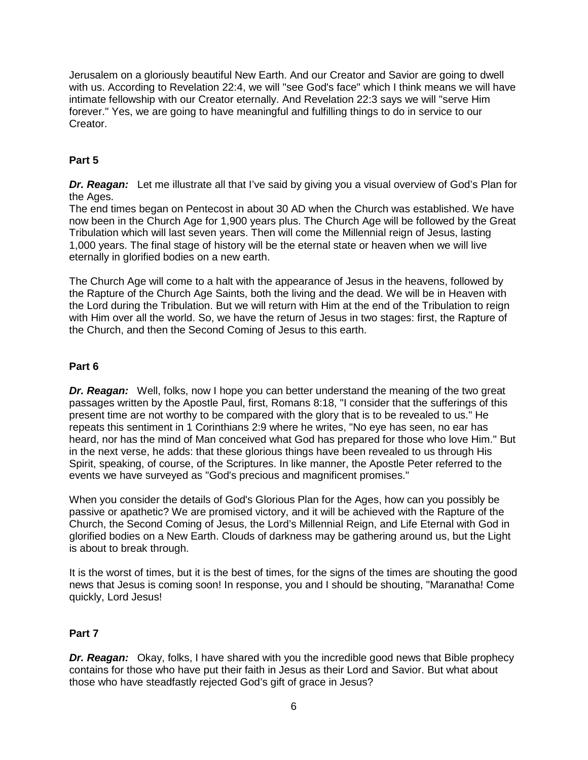Jerusalem on a gloriously beautiful New Earth. And our Creator and Savior are going to dwell with us. According to Revelation 22:4, we will "see God's face" which I think means we will have intimate fellowship with our Creator eternally. And Revelation 22:3 says we will "serve Him forever." Yes, we are going to have meaningful and fulfilling things to do in service to our Creator.

**Part 5**

***Dr. Reagan:*** Let me illustrate all that I've said by giving you a visual overview of God's Plan for the Ages.
The end times began on Pentecost in about 30 AD when the Church was established. We have now been in the Church Age for 1,900 years plus. The Church Age will be followed by the Great Tribulation which will last seven years. Then will come the Millennial reign of Jesus, lasting 1,000 years. The final stage of history will be the eternal state or heaven when we will live eternally in glorified bodies on a new earth.

The Church Age will come to a halt with the appearance of Jesus in the heavens, followed by the Rapture of the Church Age Saints, both the living and the dead. We will be in Heaven with the Lord during the Tribulation. But we will return with Him at the end of the Tribulation to reign with Him over all the world. So, we have the return of Jesus in two stages: first, the Rapture of the Church, and then the Second Coming of Jesus to this earth.

**Part 6**

***Dr. Reagan:*** Well, folks, now I hope you can better understand the meaning of the two great passages written by the Apostle Paul, first, Romans 8:18, "I consider that the sufferings of this present time are not worthy to be compared with the glory that is to be revealed to us." He repeats this sentiment in 1 Corinthians 2:9 where he writes, "No eye has seen, no ear has heard, nor has the mind of Man conceived what God has prepared for those who love Him." But in the next verse, he adds: that these glorious things have been revealed to us through His Spirit, speaking, of course, of the Scriptures. In like manner, the Apostle Peter referred to the events we have surveyed as "God's precious and magnificent promises."

When you consider the details of God's Glorious Plan for the Ages, how can you possibly be passive or apathetic? We are promised victory, and it will be achieved with the Rapture of the Church, the Second Coming of Jesus, the Lord's Millennial Reign, and Life Eternal with God in glorified bodies on a New Earth. Clouds of darkness may be gathering around us, but the Light is about to break through.

It is the worst of times, but it is the best of times, for the signs of the times are shouting the good news that Jesus is coming soon! In response, you and I should be shouting, "Maranatha! Come quickly, Lord Jesus!

**Part 7**

***Dr. Reagan:*** Okay, folks, I have shared with you the incredible good news that Bible prophecy contains for those who have put their faith in Jesus as their Lord and Savior. But what about those who have steadfastly rejected God's gift of grace in Jesus?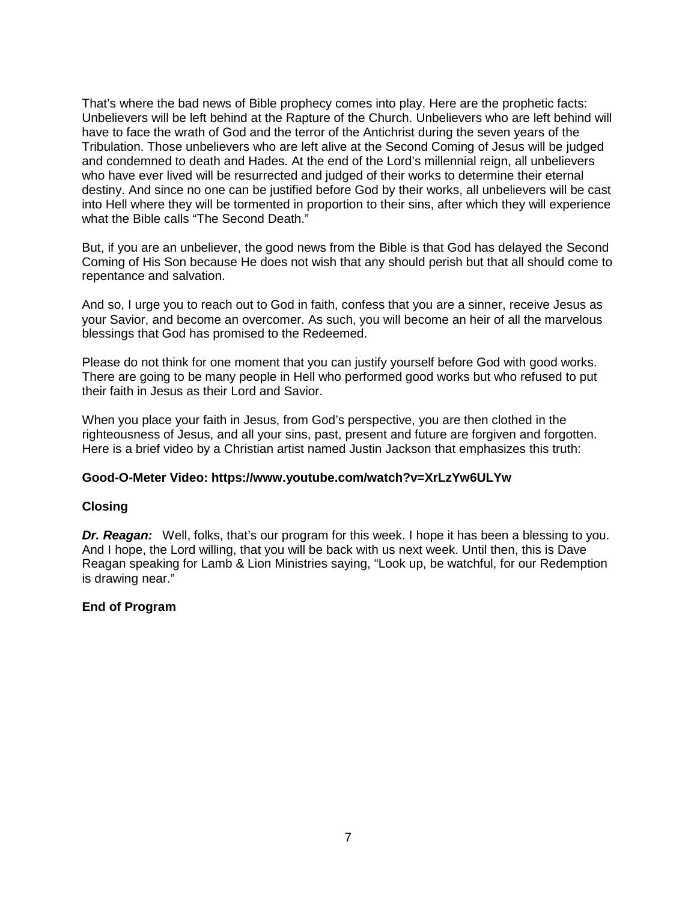That's where the bad news of Bible prophecy comes into play. Here are the prophetic facts: Unbelievers will be left behind at the Rapture of the Church. Unbelievers who are left behind will have to face the wrath of God and the terror of the Antichrist during the seven years of the Tribulation. Those unbelievers who are left alive at the Second Coming of Jesus will be judged and condemned to death and Hades. At the end of the Lord's millennial reign, all unbelievers who have ever lived will be resurrected and judged of their works to determine their eternal destiny. And since no one can be justified before God by their works, all unbelievers will be cast into Hell where they will be tormented in proportion to their sins, after which they will experience what the Bible calls "The Second Death."

But, if you are an unbeliever, the good news from the Bible is that God has delayed the Second Coming of His Son because He does not wish that any should perish but that all should come to repentance and salvation.

And so, I urge you to reach out to God in faith, confess that you are a sinner, receive Jesus as your Savior, and become an overcomer. As such, you will become an heir of all the marvelous blessings that God has promised to the Redeemed.

Please do not think for one moment that you can justify yourself before God with good works. There are going to be many people in Hell who performed good works but who refused to put their faith in Jesus as their Lord and Savior.

When you place your faith in Jesus, from God's perspective, you are then clothed in the righteousness of Jesus, and all your sins, past, present and future are forgiven and forgotten. Here is a brief video by a Christian artist named Justin Jackson that emphasizes this truth:

**Good-O-Meter Video: https://www.youtube.com/watch?v=XrLzYw6ULYw**

**Closing**

***Dr. Reagan:*** Well, folks, that's our program for this week. I hope it has been a blessing to you. And I hope, the Lord willing, that you will be back with us next week. Until then, this is Dave Reagan speaking for Lamb & Lion Ministries saying, "Look up, be watchful, for our Redemption is drawing near."

**End of Program**